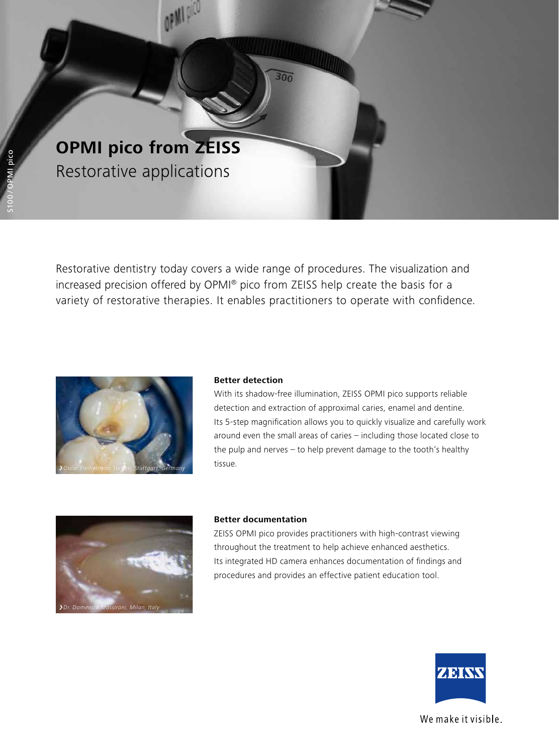# OPMI pico from ZEISS

## Restorative applications

Restorative dentistry today covers a wide range of procedures. The visualization and increased precision offered by OPMI® pico from ZEISS help create the basis for a variety of restorative therapies. It enables practitioners to operate with confidence.

*Oscar Freiherr von Stetten, Stuttgart, Germany*

### Better detection

With its shadow-free illumination, ZEISS OPMI pico supports reliable detection and extraction of approximal caries, enamel and dentine. Its 5-step magnification allows you to quickly visualize and carefully work around even the small areas of caries – including those located close to the pulp and nerves – to help prevent damage to the tooth's healthy tissue.

*Dr. Domenico Massironi, Milan, Italy*

### Better documentation

ZEISS OPMI pico provides practitioners with high-contrast viewing throughout the treatment to help achieve enhanced aesthetics. Its integrated HD camera enhances documentation of findings and procedures and provides an effective patient education tool.

We make it visible.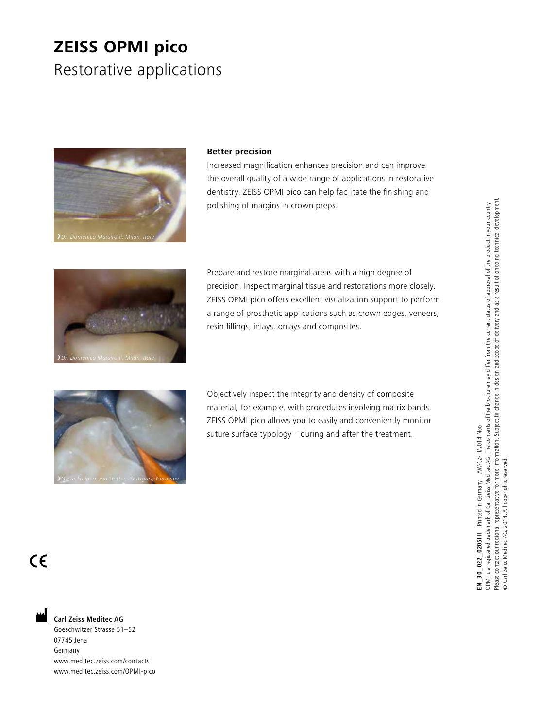# ZEISS OPMI pico

## Restorative applications

›Dr. Domenico Massironi, Milan, Italy

**Better precision**

Increased magnification enhances precision and can improve the overall quality of a wide range of applications in restorative dentistry. ZEISS OPMI pico can help facilitate the finishing and polishing of margins in crown preps.

›Dr. Domenico Massironi, Milan, Italy

Prepare and restore marginal areas with a high degree of precision. Inspect marginal tissue and restorations more closely. ZEISS OPMI pico offers excellent visualization support to perform a range of prosthetic applications such as crown edges, veneers, resin fillings, inlays, onlays and composites.

›Oscar Freiherr von Stetten, Stuttgart, Germany

Objectively inspect the integrity and density of composite material, for example, with procedures involving matrix bands. ZEISS OPMI pico allows you to easily and conveniently monitor suture surface typology – during and after the treatment.

CE

**Carl Zeiss Meditec AG**
Goeschwitzer Strasse 51–52
07745 Jena
Germany
www.meditec.zeiss.com/contacts
www.meditec.zeiss.com/OPMI-pico

**EN_30_022_0205III** Printed in Germany AW-CZ-III/2014 Noo
OPMI is a registered trademark of Carl Zeiss Meditec AG. The contents of the brochure may differ from the current status of approval of the product in your country.
Please contact our regional representative for more information. Subject to change in design and scope of delivery and as a result of ongoing technical development.
© Carl Zeiss Meditec AG, 2014. All copyrights reserved.